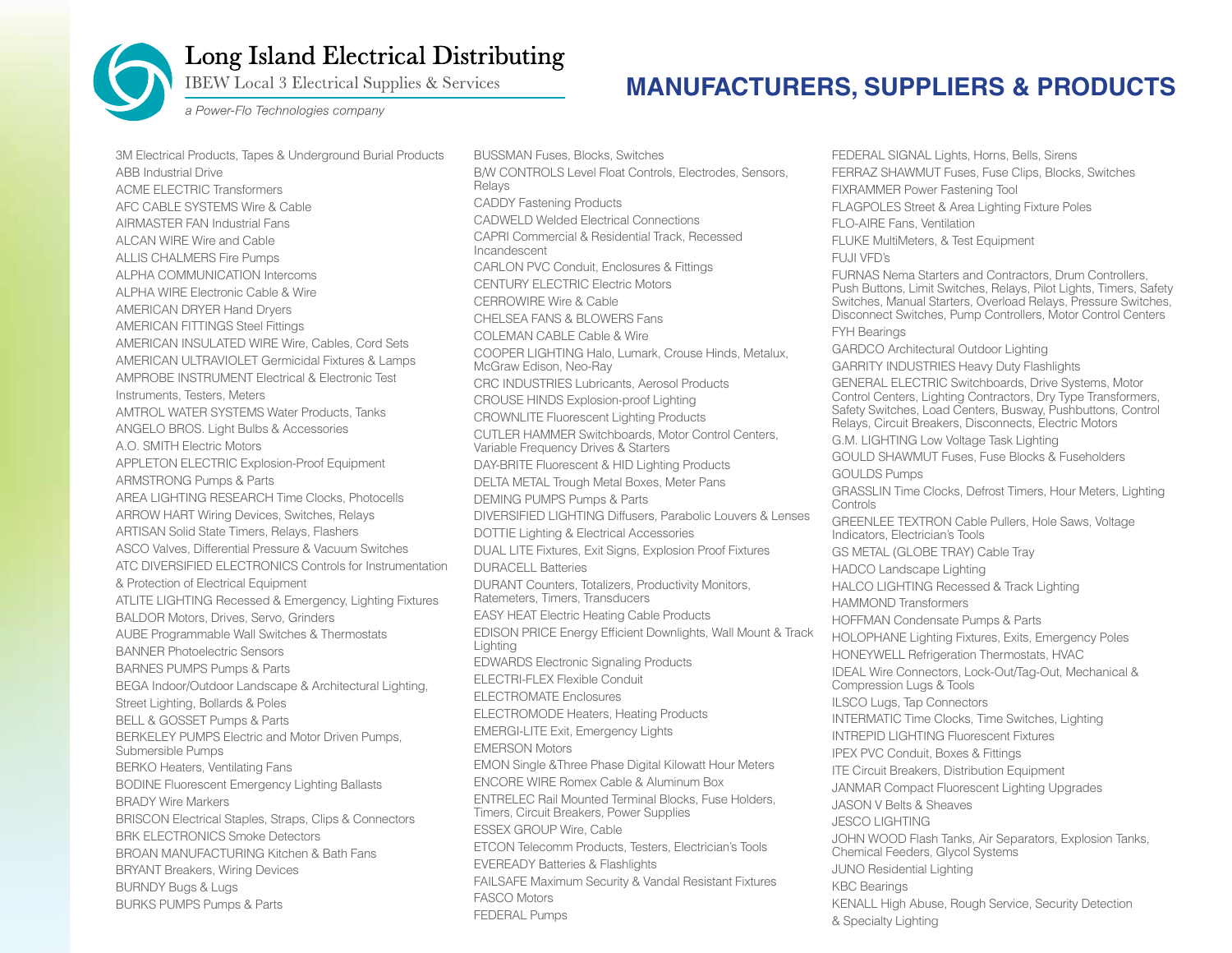# Long Island Electrical Distributing

IBEW Local 3 Electrical Supplies & Services

*a Power-Flo Technologies company*

## MANUFACTURERS, SUPPLIERS & PRODUCTS

3M Electrical Products, Tapes & Underground Burial Products
ABB Industrial Drive
ACME ELECTRIC Transformers
AFC CABLE SYSTEMS Wire & Cable
AIRMASTER FAN Industrial Fans
ALCAN WIRE Wire and Cable
ALLIS CHALMERS Fire Pumps
ALPHA COMMUNICATION Intercoms
ALPHA WIRE Electronic Cable & Wire
AMERICAN DRYER Hand Dryers
AMERICAN FITTINGS Steel Fittings
AMERICAN INSULATED WIRE Wire, Cables, Cord Sets
AMERICAN ULTRAVIOLET Germicidal Fixtures & Lamps
AMPROBE INSTRUMENT Electrical & Electronic Test Instruments, Testers, Meters
AMTROL WATER SYSTEMS Water Products, Tanks
ANGELO BROS. Light Bulbs & Accessories
A.O. SMITH Electric Motors
APPLETON ELECTRIC Explosion-Proof Equipment
ARMSTRONG Pumps & Parts
AREA LIGHTING RESEARCH Time Clocks, Photocells
ARROW HART Wiring Devices, Switches, Relays
ARTISAN Solid State Timers, Relays, Flashers
ASCO Valves, Differential Pressure & Vacuum Switches
ATC DIVERSIFIED ELECTRONICS Controls for Instrumentation & Protection of Electrical Equipment
ATLITE LIGHTING Recessed & Emergency, Lighting Fixtures
BALDOR Motors, Drives, Servo, Grinders
AUBE Programmable Wall Switches & Thermostats
BANNER Photoelectric Sensors
BARNES PUMPS Pumps & Parts
BEGA Indoor/Outdoor Landscape & Architectural Lighting, Street Lighting, Bollards & Poles
BELL & GOSSET Pumps & Parts
BERKELEY PUMPS Electric and Motor Driven Pumps, Submersible Pumps
BERKO Heaters, Ventilating Fans
BODINE Fluorescent Emergency Lighting Ballasts
BRADY Wire Markers
BRISCON Electrical Staples, Straps, Clips & Connectors
BRK ELECTRONICS Smoke Detectors
BROAN MANUFACTURING Kitchen & Bath Fans
BRYANT Breakers, Wiring Devices
BURNDY Bugs & Lugs
BURKS PUMPS Pumps & Parts
BUSSMAN Fuses, Blocks, Switches
B/W CONTROLS Level Float Controls, Electrodes, Sensors, Relays
CADDY Fastening Products
CADWELD Welded Electrical Connections
CAPRI Commercial & Residential Track, Recessed Incandescent
CARLON PVC Conduit, Enclosures & Fittings
CENTURY ELECTRIC Electric Motors
CERROWIRE Wire & Cable
CHELSEA FANS & BLOWERS Fans
COLEMAN CABLE Cable & Wire
COOPER LIGHTING Halo, Lumark, Crouse Hinds, Metalux, McGraw Edison, Neo-Ray
CRC INDUSTRIES Lubricants, Aerosol Products
CROUSE HINDS Explosion-proof Lighting
CROWNLITE Fluorescent Lighting Products
CUTLER HAMMER Switchboards, Motor Control Centers, Variable Frequency Drives & Starters
DAY-BRITE Fluorescent & HID Lighting Products
DELTA METAL Trough Metal Boxes, Meter Pans
DEMING PUMPS Pumps & Parts
DIVERSIFIED LIGHTING Diffusers, Parabolic Louvers & Lenses
DOTTIE Lighting & Electrical Accessories
DUAL LITE Fixtures, Exit Signs, Explosion Proof Fixtures
DURACELL Batteries
DURANT Counters, Totalizers, Productivity Monitors, Ratemeters, Timers, Transducers
EASY HEAT Electric Heating Cable Products
EDISON PRICE Energy Efficient Downlights, Wall Mount & Track Lighting
EDWARDS Electronic Signaling Products
ELECTRI-FLEX Flexible Conduit
ELECTROMATE Enclosures
ELECTROMODE Heaters, Heating Products
EMERGI-LITE Exit, Emergency Lights
EMERSON Motors
EMON Single &Three Phase Digital Kilowatt Hour Meters
ENCORE WIRE Romex Cable & Aluminum Box
ENTRELEC Rail Mounted Terminal Blocks, Fuse Holders, Timers, Circuit Breakers, Power Supplies
ESSEX GROUP Wire, Cable
ETCON Telecomm Products, Testers, Electrician's Tools
EVEREADY Batteries & Flashlights
FAILSAFE Maximum Security & Vandal Resistant Fixtures
FASCO Motors
FEDERAL Pumps
FEDERAL SIGNAL Lights, Horns, Bells, Sirens
FERRAZ SHAWMUT Fuses, Fuse Clips, Blocks, Switches
FIXRAMMER Power Fastening Tool
FLAGPOLES Street & Area Lighting Fixture Poles
FLO-AIRE Fans, Ventilation
FLUKE MultiMeters, & Test Equipment
FUJI VFD's
FURNAS Nema Starters and Contractors, Drum Controllers, Push Buttons, Limit Switches, Relays, Pilot Lights, Timers, Safety Switches, Manual Starters, Overload Relays, Pressure Switches, Disconnect Switches, Pump Controllers, Motor Control Centers
FYH Bearings
GARDCO Architectural Outdoor Lighting
GARRITY INDUSTRIES Heavy Duty Flashlights
GENERAL ELECTRIC Switchboards, Drive Systems, Motor Control Centers, Lighting Contractors, Dry Type Transformers, Safety Switches, Load Centers, Busway, Pushbuttons, Control Relays, Circuit Breakers, Disconnects, Electric Motors
G.M. LIGHTING Low Voltage Task Lighting
GOULD SHAWMUT Fuses, Fuse Blocks & Fuseholders
GOULDS Pumps
GRASSLIN Time Clocks, Defrost Timers, Hour Meters, Lighting Controls
GREENLEE TEXTRON Cable Pullers, Hole Saws, Voltage Indicators, Electrician's Tools
GS METAL (GLOBE TRAY) Cable Tray
HADCO Landscape Lighting
HALCO LIGHTING Recessed & Track Lighting
HAMMOND Transformers
HOFFMAN Condensate Pumps & Parts
HOLOPHANE Lighting Fixtures, Exits, Emergency Poles
HONEYWELL Refrigeration Thermostats, HVAC
IDEAL Wire Connectors, Lock-Out/Tag-Out, Mechanical & Compression Lugs & Tools
ILSCO Lugs, Tap Connectors
INTERMATIC Time Clocks, Time Switches, Lighting
INTREPID LIGHTING Fluorescent Fixtures
IPEX PVC Conduit, Boxes & Fittings
ITE Circuit Breakers, Distribution Equipment
JANMAR Compact Fluorescent Lighting Upgrades
JASON V Belts & Sheaves
JESCO LIGHTING
JOHN WOOD Flash Tanks, Air Separators, Explosion Tanks, Chemical Feeders, Glycol Systems
JUNO Residential Lighting
KBC Bearings
KENALL High Abuse, Rough Service, Security Detection & Specialty Lighting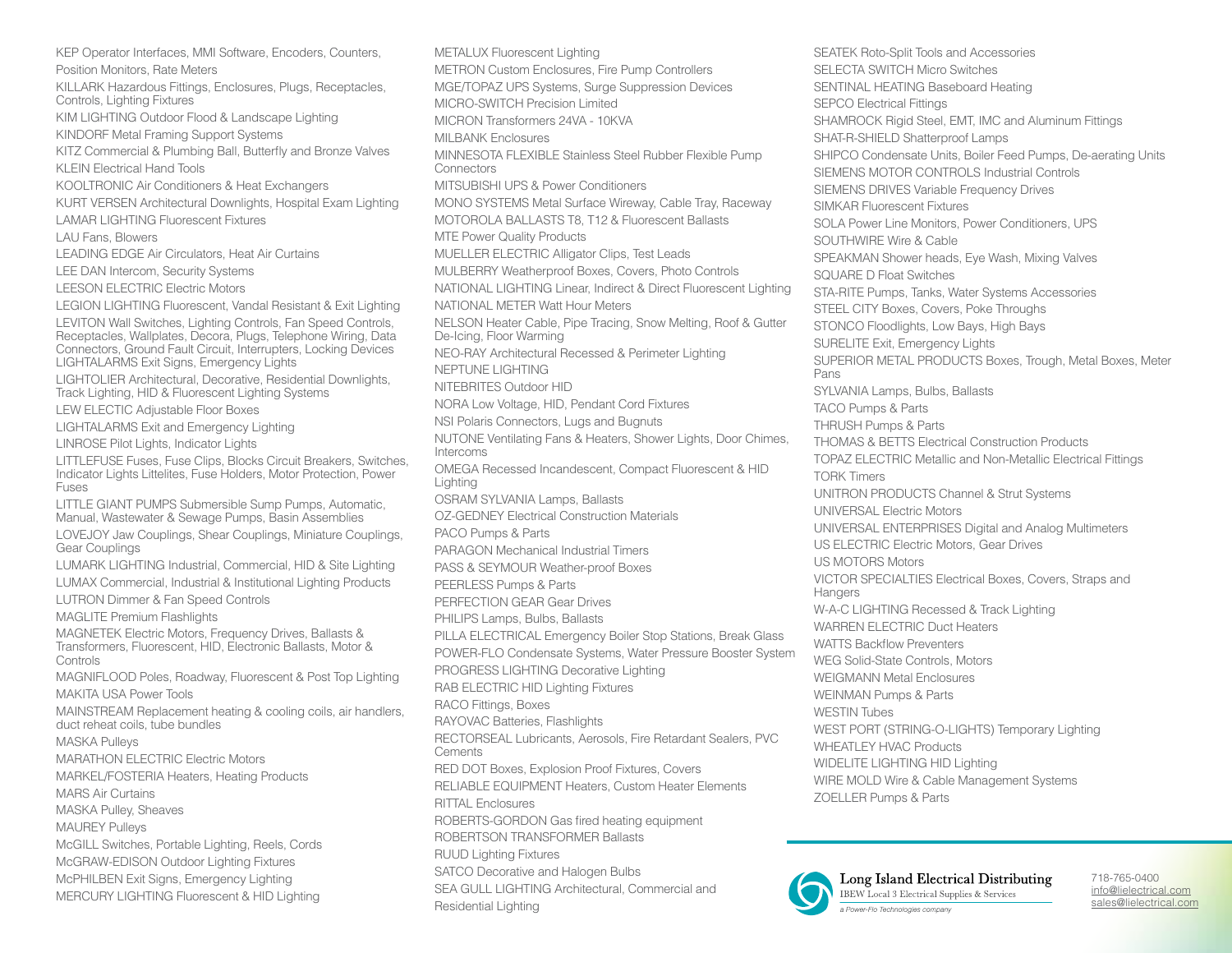KEP Operator Interfaces, MMI Software, Encoders, Counters, Position Monitors, Rate Meters

KILLARK Hazardous Fittings, Enclosures, Plugs, Receptacles, Controls, Lighting Fixtures

KIM LIGHTING Outdoor Flood & Landscape Lighting

KINDORF Metal Framing Support Systems

KITZ Commercial & Plumbing Ball, Butterfly and Bronze Valves

KLEIN Electrical Hand Tools

KOOLTRONIC Air Conditioners & Heat Exchangers

KURT VERSEN Architectural Downlights, Hospital Exam Lighting

LAMAR LIGHTING Fluorescent Fixtures

LAU Fans, Blowers

LEADING EDGE Air Circulators, Heat Air Curtains

LEE DAN Intercom, Security Systems

LEESON ELECTRIC Electric Motors

LEGION LIGHTING Fluorescent, Vandal Resistant & Exit Lighting

LEVITON Wall Switches, Lighting Controls, Fan Speed Controls, Receptacles, Wallplates, Decora, Plugs, Telephone Wiring, Data Connectors, Ground Fault Circuit, Interrupters, Locking Devices LIGHTALARMS Exit Signs, Emergency Lights

LIGHTOLIER Architectural, Decorative, Residential Downlights, Track Lighting, HID & Fluorescent Lighting Systems

LEW ELECTIC Adjustable Floor Boxes

LIGHTALARMS Exit and Emergency Lighting

LINROSE Pilot Lights, Indicator Lights

LITTLEFUSE Fuses, Fuse Clips, Blocks Circuit Breakers, Switches, Indicator Lights Littelites, Fuse Holders, Motor Protection, Power Fuses

LITTLE GIANT PUMPS Submersible Sump Pumps, Automatic, Manual, Wastewater & Sewage Pumps, Basin Assemblies

LOVEJOY Jaw Couplings, Shear Couplings, Miniature Couplings, Gear Couplings

LUMARK LIGHTING Industrial, Commercial, HID & Site Lighting

LUMAX Commercial, Industrial & Institutional Lighting Products

LUTRON Dimmer & Fan Speed Controls

MAGLITE Premium Flashlights

MAGNETEK Electric Motors, Frequency Drives, Ballasts & Transformers, Fluorescent, HID, Electronic Ballasts, Motor & Controls

MAGNIFLOOD Poles, Roadway, Fluorescent & Post Top Lighting

MAKITA USA Power Tools

MAINSTREAM Replacement heating & cooling coils, air handlers, duct reheat coils, tube bundles

MASKA Pulleys

MARATHON ELECTRIC Electric Motors

MARKEL/FOSTERIA Heaters, Heating Products

MARS Air Curtains

MASKA Pulley, Sheaves

MAUREY Pulleys

McGILL Switches, Portable Lighting, Reels, Cords

McGRAW-EDISON Outdoor Lighting Fixtures

McPHILBEN Exit Signs, Emergency Lighting

MERCURY LIGHTING Fluorescent & HID Lighting

METALUX Fluorescent Lighting

METRON Custom Enclosures, Fire Pump Controllers

MGE/TOPAZ UPS Systems, Surge Suppression Devices

MICRO-SWITCH Precision Limited

MICRON Transformers 24VA - 10KVA

MILBANK Enclosures

MINNESOTA FLEXIBLE Stainless Steel Rubber Flexible Pump Connectors

MITSUBISHI UPS & Power Conditioners

MONO SYSTEMS Metal Surface Wireway, Cable Tray, Raceway

MOTOROLA BALLASTS T8, T12 & Fluorescent Ballasts

MTE Power Quality Products

MUELLER ELECTRIC Alligator Clips, Test Leads

MULBERRY Weatherproof Boxes, Covers, Photo Controls

NATIONAL LIGHTING Linear, Indirect & Direct Fluorescent Lighting

NATIONAL METER Watt Hour Meters

NELSON Heater Cable, Pipe Tracing, Snow Melting, Roof & Gutter De-Icing, Floor Warming

NEO-RAY Architectural Recessed & Perimeter Lighting

NEPTUNE LIGHTING

NITEBRITES Outdoor HID

NORA Low Voltage, HID, Pendant Cord Fixtures

NSI Polaris Connectors, Lugs and Bugnuts

NUTONE Ventilating Fans & Heaters, Shower Lights, Door Chimes, Intercoms

OMEGA Recessed Incandescent, Compact Fluorescent & HID Lighting

OSRAM SYLVANIA Lamps, Ballasts

OZ-GEDNEY Electrical Construction Materials

PACO Pumps & Parts

PARAGON Mechanical Industrial Timers

PASS & SEYMOUR Weather-proof Boxes

PEERLESS Pumps & Parts

PERFECTION GEAR Gear Drives

PHILIPS Lamps, Bulbs, Ballasts

PILLA ELECTRICAL Emergency Boiler Stop Stations, Break Glass

POWER-FLO Condensate Systems, Water Pressure Booster System

PROGRESS LIGHTING Decorative Lighting

RAB ELECTRIC HID Lighting Fixtures

RACO Fittings, Boxes

RAYOVAC Batteries, Flashlights

RECTORSEAL Lubricants, Aerosols, Fire Retardant Sealers, PVC Cements

RED DOT Boxes, Explosion Proof Fixtures, Covers

RELIABLE EQUIPMENT Heaters, Custom Heater Elements

RITTAL Enclosures

ROBERTS-GORDON Gas fired heating equipment

ROBERTSON TRANSFORMER Ballasts

RUUD Lighting Fixtures

SATCO Decorative and Halogen Bulbs

SEA GULL LIGHTING Architectural, Commercial and Residential Lighting

SEATEK Roto-Split Tools and Accessories

SELECTA SWITCH Micro Switches

SENTINAL HEATING Baseboard Heating

SEPCO Electrical Fittings

SHAMROCK Rigid Steel, EMT, IMC and Aluminum Fittings

SHAT-R-SHIELD Shatterproof Lamps

SHIPCO Condensate Units, Boiler Feed Pumps, De-aerating Units

SIEMENS MOTOR CONTROLS Industrial Controls

SIEMENS DRIVES Variable Frequency Drives

SIMKAR Fluorescent Fixtures

SOLA Power Line Monitors, Power Conditioners, UPS

SOUTHWIRE Wire & Cable

SPEAKMAN Shower heads, Eye Wash, Mixing Valves

SQUARE D Float Switches

STA-RITE Pumps, Tanks, Water Systems Accessories

STEEL CITY Boxes, Covers, Poke Throughs

STONCO Floodlights, Low Bays, High Bays

SURELITE Exit, Emergency Lights

SUPERIOR METAL PRODUCTS Boxes, Trough, Metal Boxes, Meter Pans

SYLVANIA Lamps, Bulbs, Ballasts

TACO Pumps & Parts

THRUSH Pumps & Parts

THOMAS & BETTS Electrical Construction Products

TOPAZ ELECTRIC Metallic and Non-Metallic Electrical Fittings

TORK Timers

UNITRON PRODUCTS Channel & Strut Systems

UNIVERSAL Electric Motors

UNIVERSAL ENTERPRISES Digital and Analog Multimeters

US ELECTRIC Electric Motors, Gear Drives

US MOTORS Motors

VICTOR SPECIALTIES Electrical Boxes, Covers, Straps and Hangers

W-A-C LIGHTING Recessed & Track Lighting

WARREN ELECTRIC Duct Heaters

WATTS Backflow Preventers

WEG Solid-State Controls, Motors

WEIGMANN Metal Enclosures

WEINMAN Pumps & Parts

WESTIN Tubes

WEST PORT (STRING-O-LIGHTS) Temporary Lighting

WHEATLEY HVAC Products

WIDELITE LIGHTING HID Lighting

WIRE MOLD Wire & Cable Management Systems

ZOELLER Pumps & Parts

Long Island Electrical Distributing
IBEW Local 3 Electrical Supplies & Services
a Power-Flo Technologies company

718-765-0400
info@lielectrical.com
sales@lielectrical.com